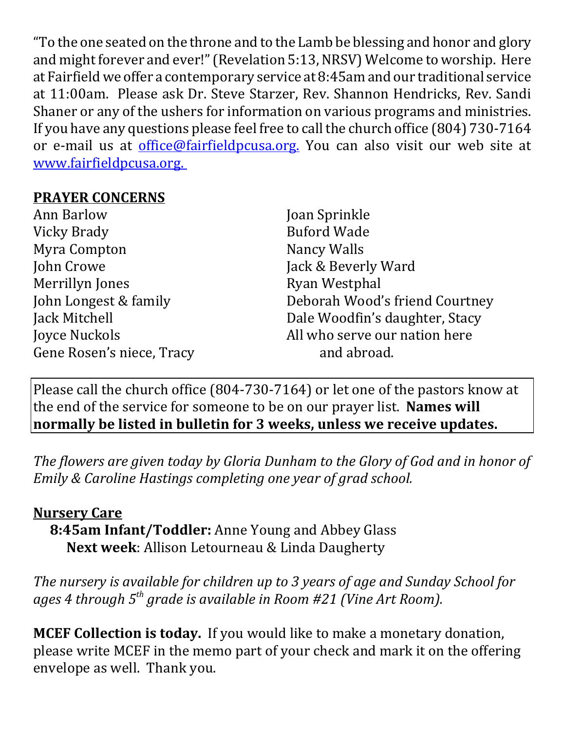"To the one seated on the throne and to the Lamb be blessing and honor and glory and might forever and ever!" (Revelation 5:13, NRSV) Welcome to worship. Here at Fairfield we offer a contemporary service at 8:45am and our traditional service at 11:00am. Please ask Dr. Steve Starzer, Rev. Shannon Hendricks, Rev. Sandi Shaner or any of the ushers for information on various programs and ministries. If you have any questions please feel free to call the church office (804) 730-7164 or e-mail us at office@fairfieldpcusa.org. You can also visit our web site at www.fairfieldpcusa.org.

**PRAYER CONCERNS**

Ann Barlow
Vicky Brady
Myra Compton
John Crowe
Merrillyn Jones
John Longest & family
Jack Mitchell
Joyce Nuckols
Gene Rosen's niece, Tracy
Joan Sprinkle
Buford Wade
Nancy Walls
Jack & Beverly Ward
Ryan Westphal
Deborah Wood's friend Courtney
Dale Woodfin's daughter, Stacy
All who serve our nation here and abroad.

Please call the church office (804-730-7164) or let one of the pastors know at the end of the service for someone to be on our prayer list. **Names will normally be listed in bulletin for 3 weeks, unless we receive updates.**

*The flowers are given today by Gloria Dunham to the Glory of God and in honor of Emily & Caroline Hastings completing one year of grad school.*

**Nursery Care**

**8:45am Infant/Toddler:** Anne Young and Abbey Glass
**Next week**: Allison Letourneau & Linda Daugherty

*The nursery is available for children up to 3 years of age and Sunday School for ages 4 through 5th grade is available in Room #21 (Vine Art Room).*

**MCEF Collection is today.** If you would like to make a monetary donation, please write MCEF in the memo part of your check and mark it on the offering envelope as well. Thank you.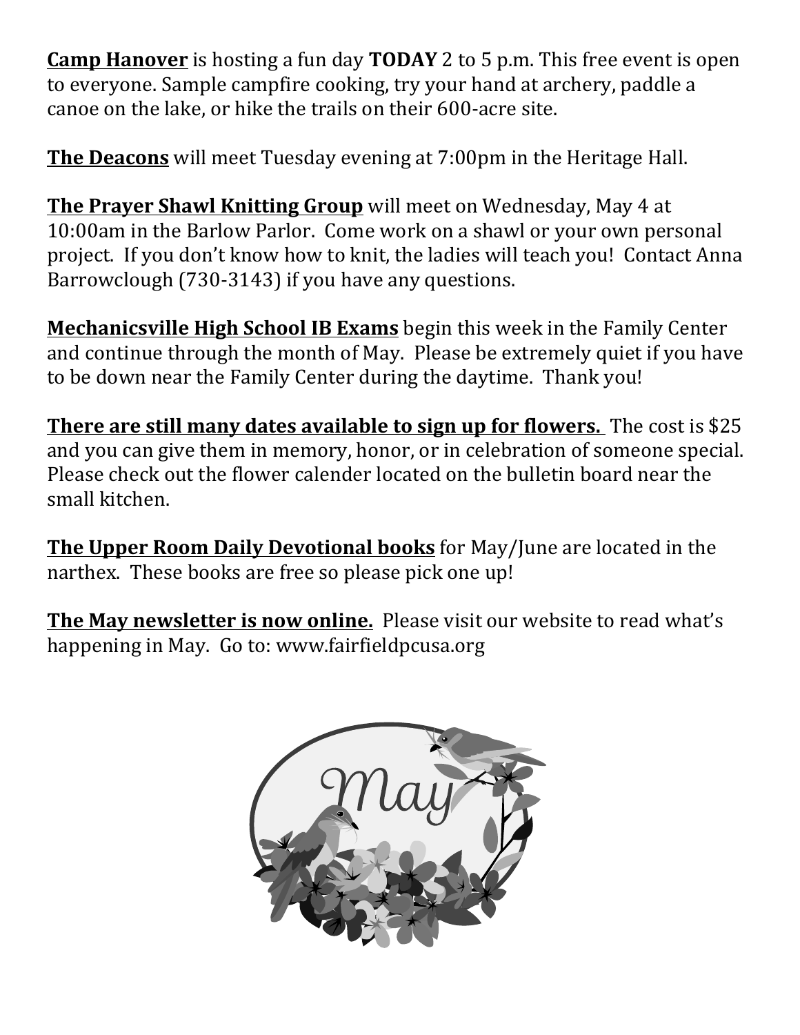**<u>Camp Hanover</u>** is hosting a fun day **TODAY** 2 to 5 p.m. This free event is open to everyone. Sample campfire cooking, try your hand at archery, paddle a canoe on the lake, or hike the trails on their 600-acre site.

**<u>The Deacons</u>** will meet Tuesday evening at 7:00pm in the Heritage Hall.

**<u>The Prayer Shawl Knitting Group</u>** will meet on Wednesday, May 4 at 10:00am in the Barlow Parlor. Come work on a shawl or your own personal project. If you don't know how to knit, the ladies will teach you! Contact Anna Barrowclough (730-3143) if you have any questions.

**<u>Mechanicsville High School IB Exams</u>** begin this week in the Family Center and continue through the month of May. Please be extremely quiet if you have to be down near the Family Center during the daytime. Thank you!

**<u>There are still many dates available to sign up for flowers.</u>** The cost is $25 and you can give them in memory, honor, or in celebration of someone special. Please check out the flower calender located on the bulletin board near the small kitchen.

**<u>The Upper Room Daily Devotional books</u>** for May/June are located in the narthex. These books are free so please pick one up!

**<u>The May newsletter is now online.</u>** Please visit our website to read what's happening in May. Go to: www.fairfieldpcusa.org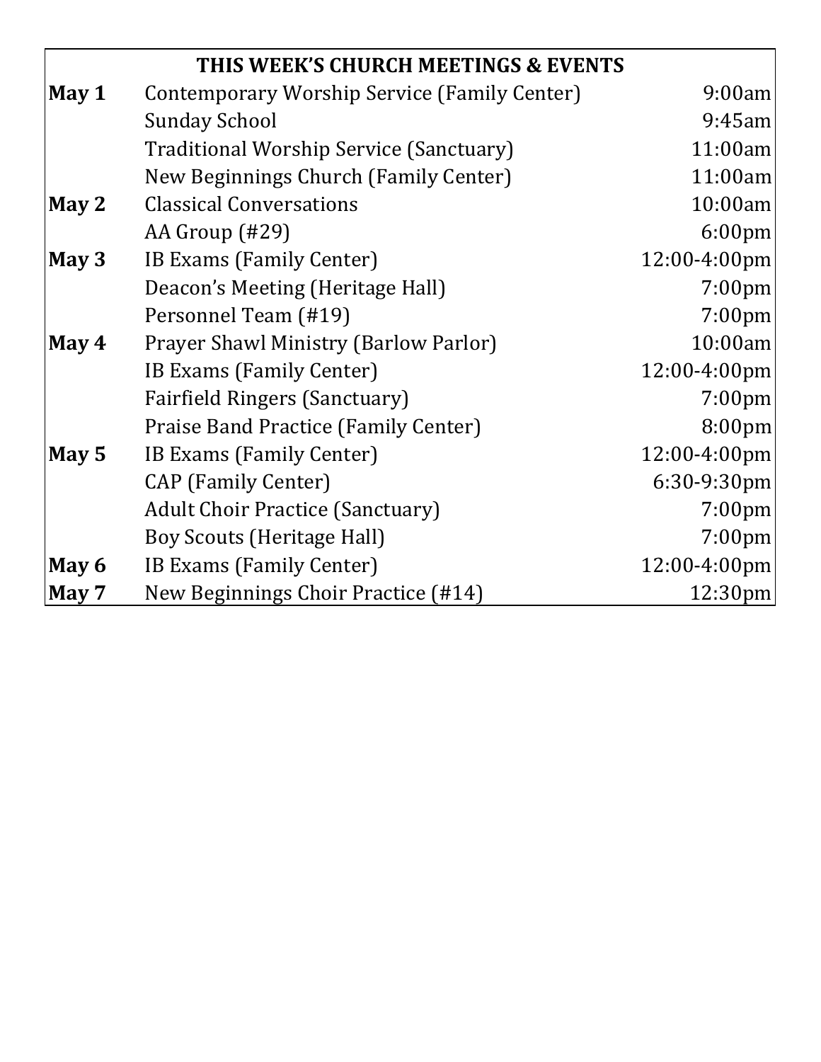| THIS WEEK'S CHURCH MEETINGS & EVENTS | | |
|---|---|---|
| **May 1** | Contemporary Worship Service (Family Center) | 9:00am |
| | Sunday School | 9:45am |
| | Traditional Worship Service (Sanctuary) | 11:00am |
| | New Beginnings Church (Family Center) | 11:00am |
| **May 2** | Classical Conversations | 10:00am |
| | AA Group (#29) | 6:00pm |
| **May 3** | IB Exams (Family Center) | 12:00-4:00pm |
| | Deacon's Meeting (Heritage Hall) | 7:00pm |
| | Personnel Team (#19) | 7:00pm |
| **May 4** | Prayer Shawl Ministry (Barlow Parlor) | 10:00am |
| | IB Exams (Family Center) | 12:00-4:00pm |
| | Fairfield Ringers (Sanctuary) | 7:00pm |
| | Praise Band Practice (Family Center) | 8:00pm |
| **May 5** | IB Exams (Family Center) | 12:00-4:00pm |
| | CAP (Family Center) | 6:30-9:30pm |
| | Adult Choir Practice (Sanctuary) | 7:00pm |
| | Boy Scouts (Heritage Hall) | 7:00pm |
| **May 6** | IB Exams (Family Center) | 12:00-4:00pm |
| **May 7** | New Beginnings Choir Practice (#14) | 12:30pm |